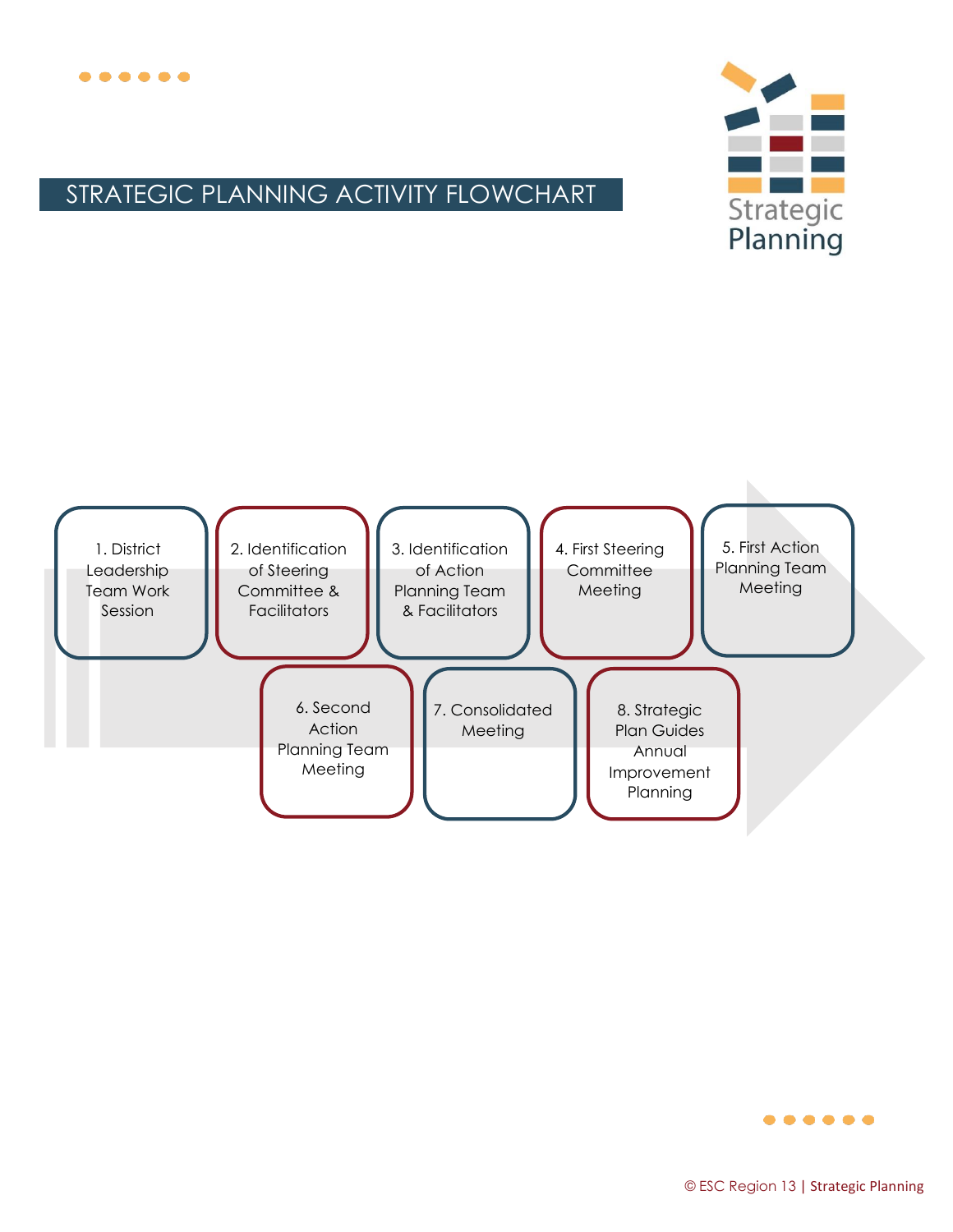## STRATEGIC PLANNING ACTIVITY FLOWCHART

Strategic Planning

1. District Leadership Team Work Session
2. Identification of Steering Committee & Facilitators
3. Identification of Action Planning Team & Facilitators
4. First Steering Committee Meeting
5. First Action Planning Team Meeting
6. Second Action Planning Team Meeting
7. Consolidated Meeting
8. Strategic Plan Guides Annual Improvement Planning

© ESC Region 13 | Strategic Planning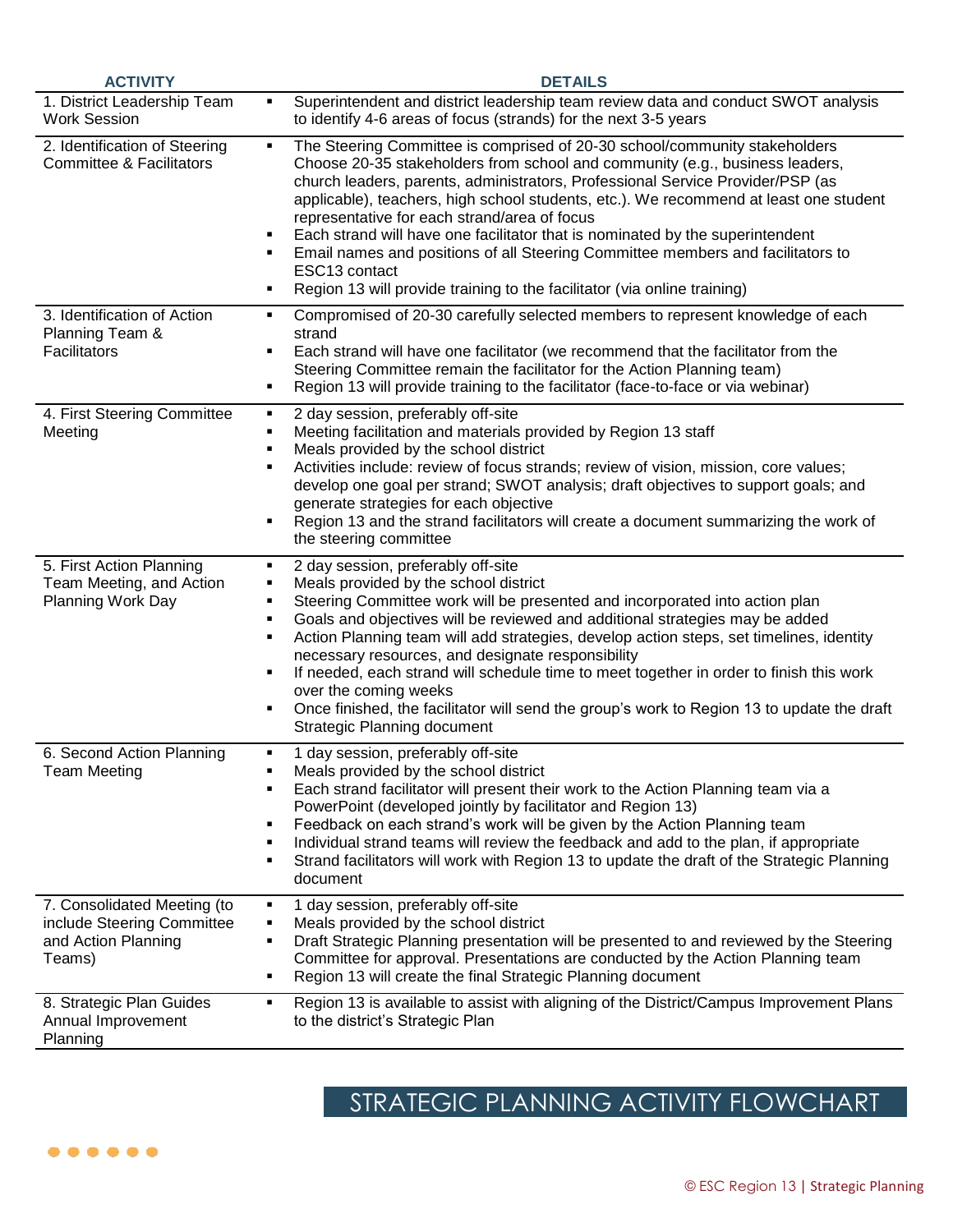| ACTIVITY | DETAILS |
|---|---|
| 1. District Leadership Team Work Session | ▪ Superintendent and district leadership team review data and conduct SWOT analysis to identify 4-6 areas of focus (strands) for the next 3-5 years |
| 2. Identification of Steering Committee & Facilitators | ▪ The Steering Committee is comprised of 20-30 school/community stakeholders Choose 20-35 stakeholders from school and community (e.g., business leaders, church leaders, parents, administrators, Professional Service Provider/PSP (as applicable), teachers, high school students, etc.). We recommend at least one student representative for each strand/area of focus<br>▪ Each strand will have one facilitator that is nominated by the superintendent<br>▪ Email names and positions of all Steering Committee members and facilitators to ESC13 contact<br>▪ Region 13 will provide training to the facilitator (via online training) |
| 3. Identification of Action Planning Team & Facilitators | ▪ Compromised of 20-30 carefully selected members to represent knowledge of each strand<br>▪ Each strand will have one facilitator (we recommend that the facilitator from the Steering Committee remain the facilitator for the Action Planning team)<br>▪ Region 13 will provide training to the facilitator (face-to-face or via webinar) |
| 4. First Steering Committee Meeting | ▪ 2 day session, preferably off-site<br>▪ Meeting facilitation and materials provided by Region 13 staff<br>▪ Meals provided by the school district<br>▪ Activities include: review of focus strands; review of vision, mission, core values; develop one goal per strand; SWOT analysis; draft objectives to support goals; and generate strategies for each objective<br>▪ Region 13 and the strand facilitators will create a document summarizing the work of the steering committee |
| 5. First Action Planning Team Meeting, and Action Planning Work Day | ▪ 2 day session, preferably off-site<br>▪ Meals provided by the school district<br>▪ Steering Committee work will be presented and incorporated into action plan<br>▪ Goals and objectives will be reviewed and additional strategies may be added<br>▪ Action Planning team will add strategies, develop action steps, set timelines, identity necessary resources, and designate responsibility<br>▪ If needed, each strand will schedule time to meet together in order to finish this work over the coming weeks<br>▪ Once finished, the facilitator will send the group's work to Region 13 to update the draft Strategic Planning document |
| 6. Second Action Planning Team Meeting | ▪ 1 day session, preferably off-site<br>▪ Meals provided by the school district<br>▪ Each strand facilitator will present their work to the Action Planning team via a PowerPoint (developed jointly by facilitator and Region 13)<br>▪ Feedback on each strand's work will be given by the Action Planning team<br>▪ Individual strand teams will review the feedback and add to the plan, if appropriate<br>▪ Strand facilitators will work with Region 13 to update the draft of the Strategic Planning document |
| 7. Consolidated Meeting (to include Steering Committee and Action Planning Teams) | ▪ 1 day session, preferably off-site<br>▪ Meals provided by the school district<br>▪ Draft Strategic Planning presentation will be presented to and reviewed by the Steering Committee for approval. Presentations are conducted by the Action Planning team<br>▪ Region 13 will create the final Strategic Planning document |
| 8. Strategic Plan Guides Annual Improvement Planning | ▪ Region 13 is available to assist with aligning of the District/Campus Improvement Plans to the district's Strategic Plan |

## STRATEGIC PLANNING ACTIVITY FLOWCHART